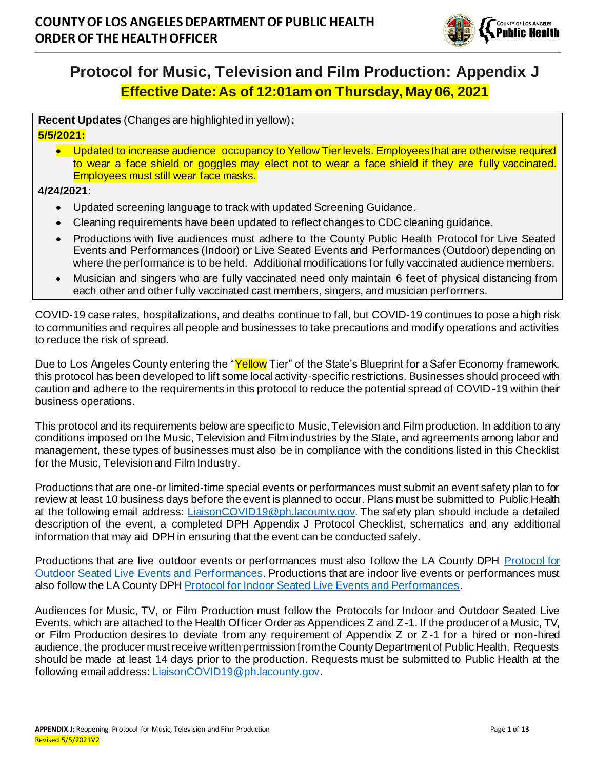# COUNTY OF LOS ANGELES DEPARTMENT OF PUBLIC HEALTH
# ORDER OF THE HEALTH OFFICER

## Protocol for Music, Television and Film Production: Appendix J

**Effective Date: As of 12:01am on Thursday, May 06, 2021**

**Recent Updates** (Changes are highlighted in yellow)**:**

**5/5/2021:**

- Updated to increase audience occupancy to Yellow Tier levels. Employees that are otherwise required to wear a face shield or goggles may elect not to wear a face shield if they are fully vaccinated. Employees must still wear face masks.

**4/24/2021:**

- Updated screening language to track with updated Screening Guidance.
- Cleaning requirements have been updated to reflect changes to CDC cleaning guidance.
- Productions with live audiences must adhere to the County Public Health Protocol for Live Seated Events and Performances (Indoor) or Live Seated Events and Performances (Outdoor) depending on where the performance is to be held. Additional modifications for fully vaccinated audience members.
- Musician and singers who are fully vaccinated need only maintain 6 feet of physical distancing from each other and other fully vaccinated cast members, singers, and musician performers.

COVID-19 case rates, hospitalizations, and deaths continue to fall, but COVID-19 continues to pose a high risk to communities and requires all people and businesses to take precautions and modify operations and activities to reduce the risk of spread.

Due to Los Angeles County entering the "Yellow Tier" of the State's Blueprint for a Safer Economy framework, this protocol has been developed to lift some local activity-specific restrictions. Businesses should proceed with caution and adhere to the requirements in this protocol to reduce the potential spread of COVID-19 within their business operations.

This protocol and its requirements below are specific to Music, Television and Film production. In addition to any conditions imposed on the Music, Television and Film industries by the State, and agreements among labor and management, these types of businesses must also be in compliance with the conditions listed in this Checklist for the Music, Television and Film Industry.

Productions that are one-or limited-time special events or performances must submit an event safety plan to for review at least 10 business days before the event is planned to occur. Plans must be submitted to Public Health at the following email address: LiaisonCOVID19@ph.lacounty.gov. The safety plan should include a detailed description of the event, a completed DPH Appendix J Protocol Checklist, schematics and any additional information that may aid DPH in ensuring that the event can be conducted safely.

Productions that are live outdoor events or performances must also follow the LA County DPH Protocol for Outdoor Seated Live Events and Performances. Productions that are indoor live events or performances must also follow the LA County DPH Protocol for Indoor Seated Live Events and Performances.

Audiences for Music, TV, or Film Production must follow the Protocols for Indoor and Outdoor Seated Live Events, which are attached to the Health Officer Order as Appendices Z and Z-1. If the producer of a Music, TV, or Film Production desires to deviate from any requirement of Appendix Z or Z-1 for a hired or non-hired audience, the producer must receive written permission from the County Department of Public Health. Requests should be made at least 14 days prior to the production. Requests must be submitted to Public Health at the following email address: LiaisonCOVID19@ph.lacounty.gov.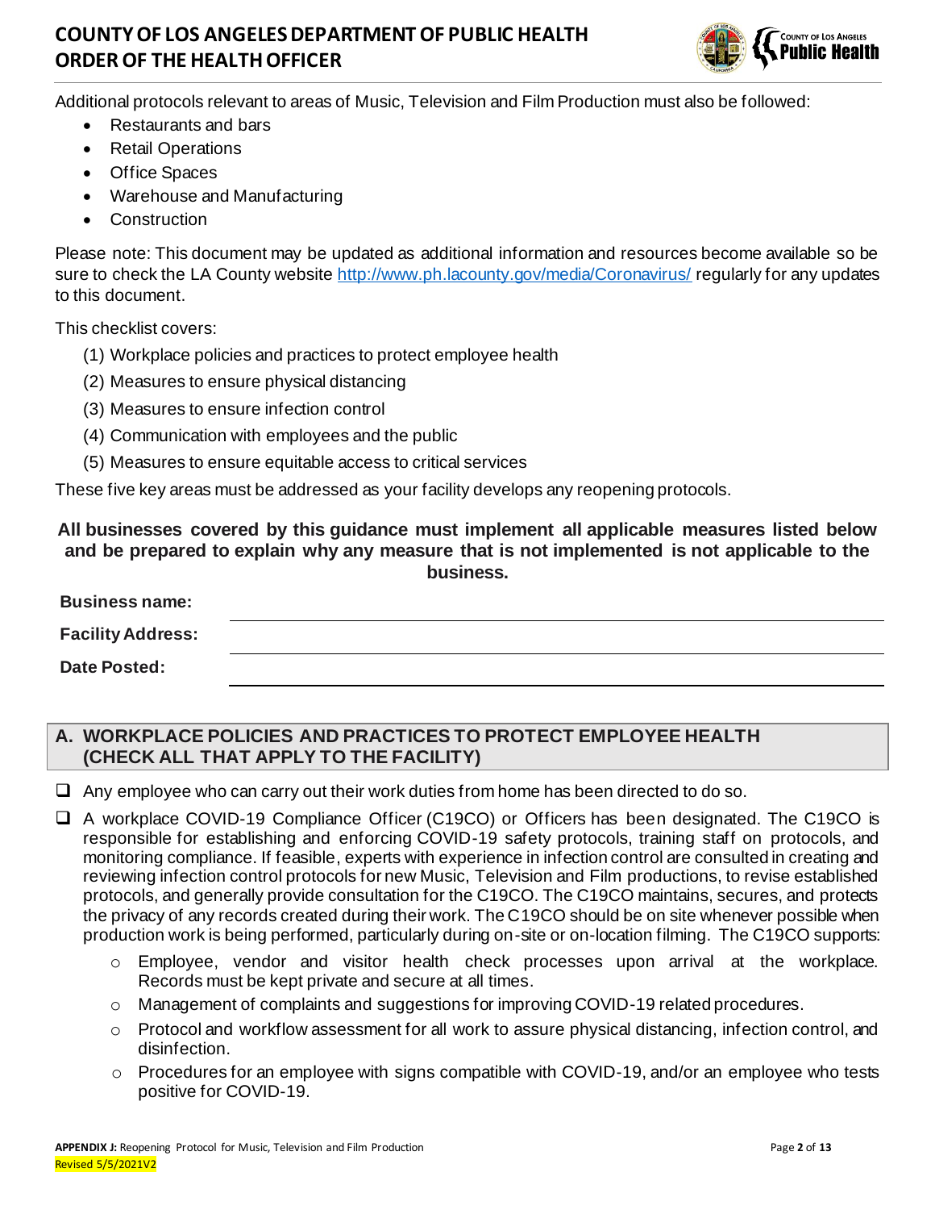Additional protocols relevant to areas of Music, Television and Film Production must also be followed:

- Restaurants and bars
- Retail Operations
- Office Spaces
- Warehouse and Manufacturing
- Construction

Please note: This document may be updated as additional information and resources become available so be sure to check the LA County website http://www.ph.lacounty.gov/media/Coronavirus/ regularly for any updates to this document.

This checklist covers:

(1) Workplace policies and practices to protect employee health
(2) Measures to ensure physical distancing
(3) Measures to ensure infection control
(4) Communication with employees and the public
(5) Measures to ensure equitable access to critical services

These five key areas must be addressed as your facility develops any reopening protocols.

**All businesses covered by this guidance must implement all applicable measures listed below and be prepared to explain why any measure that is not implemented is not applicable to the business.**

**Business name:** ____________________

**Facility Address:** ____________________

**Date Posted:** ____________________

## A. WORKPLACE POLICIES AND PRACTICES TO PROTECT EMPLOYEE HEALTH (CHECK ALL THAT APPLY TO THE FACILITY)

- ❑ Any employee who can carry out their work duties from home has been directed to do so.
- ❑ A workplace COVID-19 Compliance Officer (C19CO) or Officers has been designated. The C19CO is responsible for establishing and enforcing COVID-19 safety protocols, training staff on protocols, and monitoring compliance. If feasible, experts with experience in infection control are consulted in creating and reviewing infection control protocols for new Music, Television and Film productions, to revise established protocols, and generally provide consultation for the C19CO. The C19CO maintains, secures, and protects the privacy of any records created during their work. The C19CO should be on site whenever possible when production work is being performed, particularly during on-site or on-location filming. The C19CO supports:
  - Employee, vendor and visitor health check processes upon arrival at the workplace. Records must be kept private and secure at all times.
  - Management of complaints and suggestions for improving COVID-19 related procedures.
  - Protocol and workflow assessment for all work to assure physical distancing, infection control, and disinfection.
  - Procedures for an employee with signs compatible with COVID-19, and/or an employee who tests positive for COVID-19.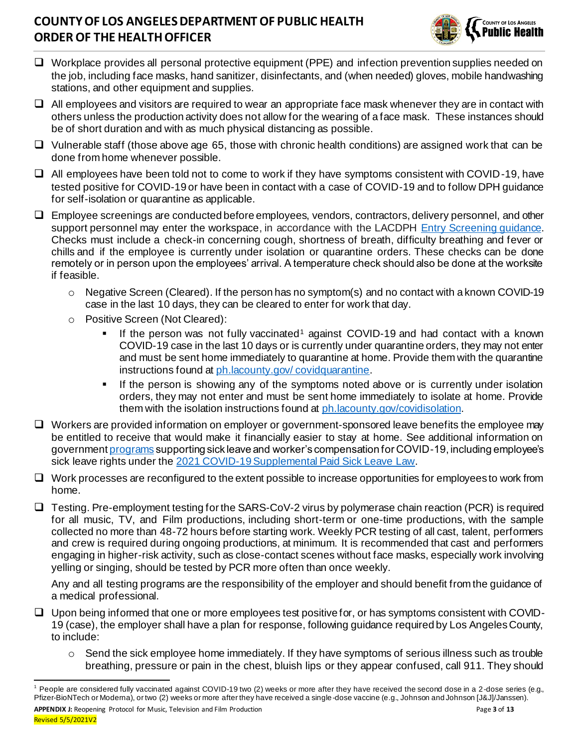- ❑ Workplace provides all personal protective equipment (PPE) and infection prevention supplies needed on the job, including face masks, hand sanitizer, disinfectants, and (when needed) gloves, mobile handwashing stations, and other equipment and supplies.
- ❑ All employees and visitors are required to wear an appropriate face mask whenever they are in contact with others unless the production activity does not allow for the wearing of a face mask. These instances should be of short duration and with as much physical distancing as possible.
- ❑ Vulnerable staff (those above age 65, those with chronic health conditions) are assigned work that can be done from home whenever possible.
- ❑ All employees have been told not to come to work if they have symptoms consistent with COVID-19, have tested positive for COVID-19 or have been in contact with a case of COVID-19 and to follow DPH guidance for self-isolation or quarantine as applicable.
- ❑ Employee screenings are conducted before employees, vendors, contractors, delivery personnel, and other support personnel may enter the workspace, in accordance with the LACDPH [Entry Screening guidance](). Checks must include a check-in concerning cough, shortness of breath, difficulty breathing and fever or chills and if the employee is currently under isolation or quarantine orders. These checks can be done remotely or in person upon the employees' arrival. A temperature check should also be done at the worksite if feasible.
  - Negative Screen (Cleared). If the person has no symptom(s) and no contact with a known COVID-19 case in the last 10 days, they can be cleared to enter for work that day.
  - Positive Screen (Not Cleared):
    - If the person was not fully vaccinated[1] against COVID-19 and had contact with a known COVID-19 case in the last 10 days or is currently under quarantine orders, they may not enter and must be sent home immediately to quarantine at home. Provide them with the quarantine instructions found at [ph.lacounty.gov/ covidquarantine]().
    - If the person is showing any of the symptoms noted above or is currently under isolation orders, they may not enter and must be sent home immediately to isolate at home. Provide them with the isolation instructions found at [ph.lacounty.gov/covidisolation]().
- ❑ Workers are provided information on employer or government-sponsored leave benefits the employee may be entitled to receive that would make it financially easier to stay at home. See additional information on government [programs]() supporting sick leave and worker's compensation for COVID-19, including employee's sick leave rights under the [2021 COVID-19 Supplemental Paid Sick Leave Law]().
- ❑ Work processes are reconfigured to the extent possible to increase opportunities for employees to work from home.
- ❑ Testing. Pre-employment testing for the SARS-CoV-2 virus by polymerase chain reaction (PCR) is required for all music, TV, and Film productions, including short-term or one-time productions, with the sample collected no more than 48-72 hours before starting work. Weekly PCR testing of all cast, talent, performers and crew is required during ongoing productions, at minimum. It is recommended that cast and performers engaging in higher-risk activity, such as close-contact scenes without face masks, especially work involving yelling or singing, should be tested by PCR more often than once weekly.

  Any and all testing programs are the responsibility of the employer and should benefit from the guidance of a medical professional.
- ❑ Upon being informed that one or more employees test positive for, or has symptoms consistent with COVID-19 (case), the employer shall have a plan for response, following guidance required by Los Angeles County, to include:
  - Send the sick employee home immediately. If they have symptoms of serious illness such as trouble breathing, pressure or pain in the chest, bluish lips or they appear confused, call 911. They should

---

[1] People are considered fully vaccinated against COVID-19 two (2) weeks or more after they have received the second dose in a 2-dose series (e.g., Pfizer-BioNTech or Moderna), or two (2) weeks or more after they have received a single-dose vaccine (e.g., Johnson and Johnson [J&J]/Janssen).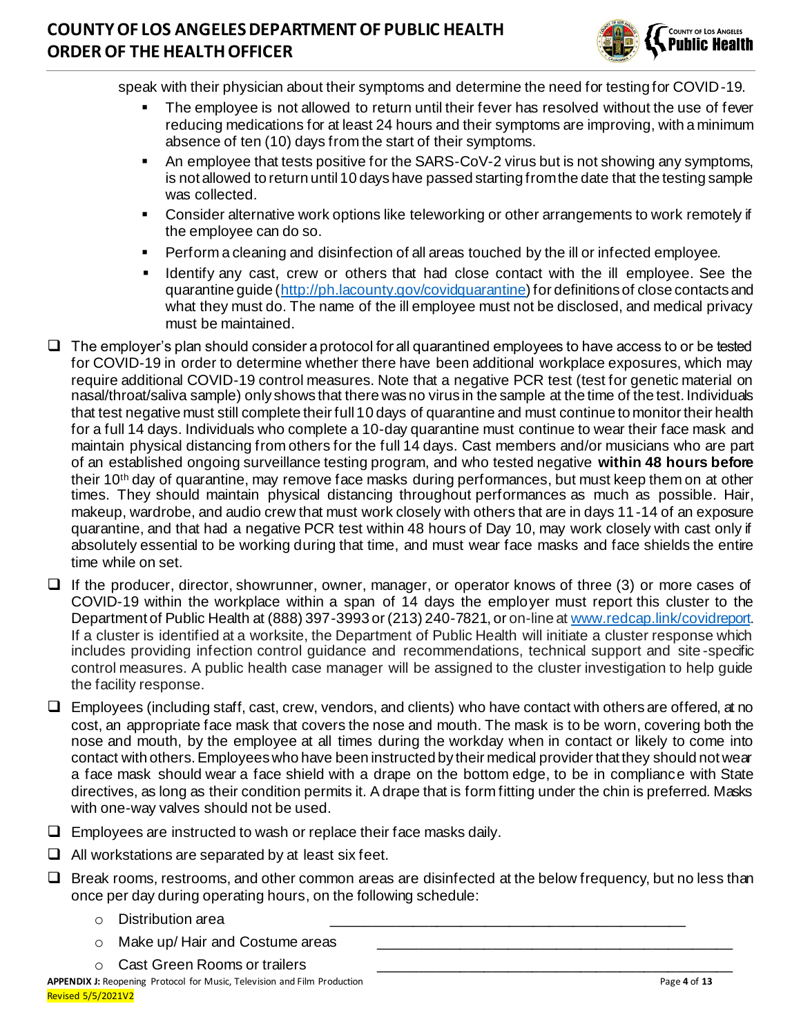speak with their physician about their symptoms and determine the need for testing for COVID-19.

- The employee is not allowed to return until their fever has resolved without the use of fever reducing medications for at least 24 hours and their symptoms are improving, with a minimum absence of ten (10) days from the start of their symptoms.
- An employee that tests positive for the SARS-CoV-2 virus but is not showing any symptoms, is not allowed to return until 10 days have passed starting from the date that the testing sample was collected.
- Consider alternative work options like teleworking or other arrangements to work remotely if the employee can do so.
- Perform a cleaning and disinfection of all areas touched by the ill or infected employee.
- Identify any cast, crew or others that had close contact with the ill employee. See the quarantine guide (http://ph.lacounty.gov/covidquarantine) for definitions of close contacts and what they must do. The name of the ill employee must not be disclosed, and medical privacy must be maintained.

- [ ] The employer's plan should consider a protocol for all quarantined employees to have access to or be tested for COVID-19 in order to determine whether there have been additional workplace exposures, which may require additional COVID-19 control measures. Note that a negative PCR test (test for genetic material on nasal/throat/saliva sample) only shows that there was no virus in the sample at the time of the test. Individuals that test negative must still complete their full 10 days of quarantine and must continue to monitor their health for a full 14 days. Individuals who complete a 10-day quarantine must continue to wear their face mask and maintain physical distancing from others for the full 14 days. Cast members and/or musicians who are part of an established ongoing surveillance testing program, and who tested negative **within 48 hours before** their 10th day of quarantine, may remove face masks during performances, but must keep them on at other times. They should maintain physical distancing throughout performances as much as possible. Hair, makeup, wardrobe, and audio crew that must work closely with others that are in days 11-14 of an exposure quarantine, and that had a negative PCR test within 48 hours of Day 10, may work closely with cast only if absolutely essential to be working during that time, and must wear face masks and face shields the entire time while on set.
- [ ] If the producer, director, showrunner, owner, manager, or operator knows of three (3) or more cases of COVID-19 within the workplace within a span of 14 days the employer must report this cluster to the Department of Public Health at (888) 397-3993 or (213) 240-7821, or on-line at www.redcap.link/covidreport. If a cluster is identified at a worksite, the Department of Public Health will initiate a cluster response which includes providing infection control guidance and recommendations, technical support and site-specific control measures. A public health case manager will be assigned to the cluster investigation to help guide the facility response.
- [ ] Employees (including staff, cast, crew, vendors, and clients) who have contact with others are offered, at no cost, an appropriate face mask that covers the nose and mouth. The mask is to be worn, covering both the nose and mouth, by the employee at all times during the workday when in contact or likely to come into contact with others. Employees who have been instructed by their medical provider that they should not wear a face mask should wear a face shield with a drape on the bottom edge, to be in compliance with State directives, as long as their condition permits it. A drape that is form fitting under the chin is preferred. Masks with one-way valves should not be used.
- [ ] Employees are instructed to wash or replace their face masks daily.
- [ ] All workstations are separated by at least six feet.
- [ ] Break rooms, restrooms, and other common areas are disinfected at the below frequency, but no less than once per day during operating hours, on the following schedule:
  - Distribution area ____________________________________________
  - Make up/ Hair and Costume areas ____________________________________________
  - Cast Green Rooms or trailers ____________________________________________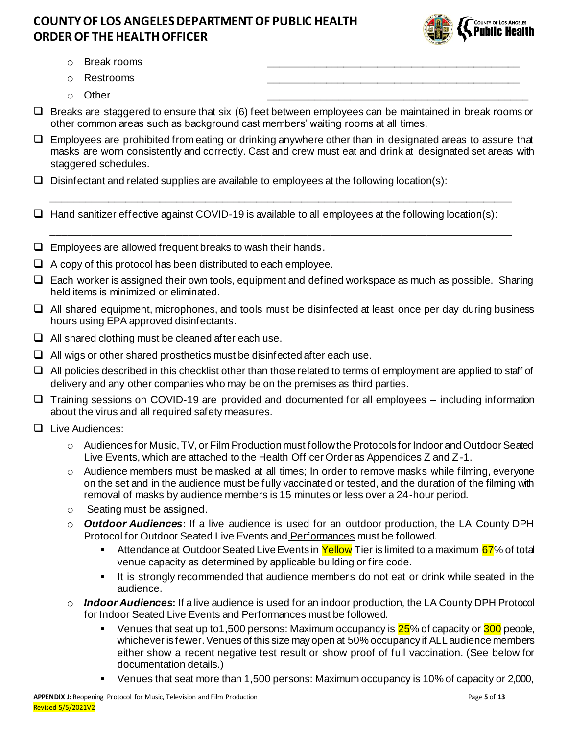- Break rooms ____________________________________________
- Restrooms ____________________________________________
- Other ____________________________________________

- ❑ Breaks are staggered to ensure that six (6) feet between employees can be maintained in break rooms or other common areas such as background cast members' waiting rooms at all times.
- ❑ Employees are prohibited from eating or drinking anywhere other than in designated areas to assure that masks are worn consistently and correctly. Cast and crew must eat and drink at designated set areas with staggered schedules.
- ❑ Disinfectant and related supplies are available to employees at the following location(s):

  ____________________________________________________________________________

- ❑ Hand sanitizer effective against COVID-19 is available to all employees at the following location(s):

  ____________________________________________________________________________

- ❑ Employees are allowed frequent breaks to wash their hands.
- ❑ A copy of this protocol has been distributed to each employee.
- ❑ Each worker is assigned their own tools, equipment and defined workspace as much as possible. Sharing held items is minimized or eliminated.
- ❑ All shared equipment, microphones, and tools must be disinfected at least once per day during business hours using EPA approved disinfectants.
- ❑ All shared clothing must be cleaned after each use.
- ❑ All wigs or other shared prosthetics must be disinfected after each use.
- ❑ All policies described in this checklist other than those related to terms of employment are applied to staff of delivery and any other companies who may be on the premises as third parties.
- ❑ Training sessions on COVID-19 are provided and documented for all employees – including information about the virus and all required safety measures.
- ❑ Live Audiences:
  - Audiences for Music, TV, or Film Production must follow the Protocols for Indoor and Outdoor Seated Live Events, which are attached to the Health Officer Order as Appendices Z and Z-1.
  - Audience members must be masked at all times; In order to remove masks while filming, everyone on the set and in the audience must be fully vaccinated or tested, and the duration of the filming with removal of masks by audience members is 15 minutes or less over a 24-hour period.
  - Seating must be assigned.
  - ***Outdoor Audiences*:** If a live audience is used for an outdoor production, the LA County DPH Protocol for Outdoor Seated Live Events and Performances must be followed.
    - Attendance at Outdoor Seated Live Events in Yellow Tier is limited to a maximum 67% of total venue capacity as determined by applicable building or fire code.
    - It is strongly recommended that audience members do not eat or drink while seated in the audience.
  - ***Indoor Audiences*:** If a live audience is used for an indoor production, the LA County DPH Protocol for Indoor Seated Live Events and Performances must be followed.
    - Venues that seat up to1,500 persons: Maximum occupancy is 25% of capacity or 300 people, whichever is fewer. Venues of this size may open at 50% occupancy if ALL audience members either show a recent negative test result or show proof of full vaccination. (See below for documentation details.)
    - Venues that seat more than 1,500 persons: Maximum occupancy is 10% of capacity or 2,000,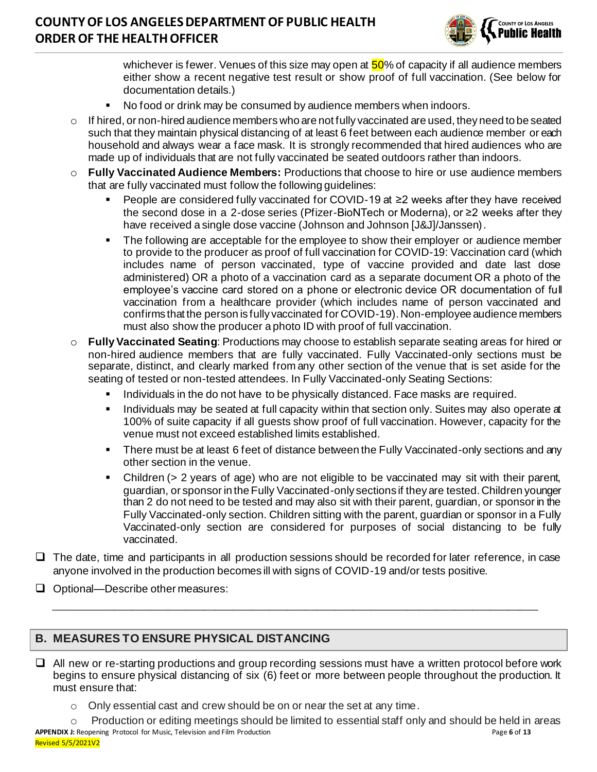whichever is fewer. Venues of this size may open at 50% of capacity if all audience members either show a recent negative test result or show proof of full vaccination. (See below for documentation details.)

    - No food or drink may be consumed by audience members when indoors.

- If hired, or non-hired audience members who are not fully vaccinated are used, they need to be seated such that they maintain physical distancing of at least 6 feet between each audience member or each household and always wear a face mask. It is strongly recommended that hired audiences who are made up of individuals that are not fully vaccinated be seated outdoors rather than indoors.
- **Fully Vaccinated Audience Members:** Productions that choose to hire or use audience members that are fully vaccinated must follow the following guidelines:
    - People are considered fully vaccinated for COVID-19 at ≥2 weeks after they have received the second dose in a 2-dose series (Pfizer-BioNTech or Moderna), or ≥2 weeks after they have received a single dose vaccine (Johnson and Johnson [J&J]/Janssen).
    - The following are acceptable for the employee to show their employer or audience member to provide to the producer as proof of full vaccination for COVID-19: Vaccination card (which includes name of person vaccinated, type of vaccine provided and date last dose administered) OR a photo of a vaccination card as a separate document OR a photo of the employee's vaccine card stored on a phone or electronic device OR documentation of full vaccination from a healthcare provider (which includes name of person vaccinated and confirms that the person is fully vaccinated for COVID-19). Non-employee audience members must also show the producer a photo ID with proof of full vaccination.
- **Fully Vaccinated Seating**: Productions may choose to establish separate seating areas for hired or non-hired audience members that are fully vaccinated. Fully Vaccinated-only sections must be separate, distinct, and clearly marked from any other section of the venue that is set aside for the seating of tested or non-tested attendees. In Fully Vaccinated-only Seating Sections:
    - Individuals in the do not have to be physically distanced. Face masks are required.
    - Individuals may be seated at full capacity within that section only. Suites may also operate at 100% of suite capacity if all guests show proof of full vaccination. However, capacity for the venue must not exceed established limits established.
    - There must be at least 6 feet of distance between the Fully Vaccinated-only sections and any other section in the venue.
    - Children (> 2 years of age) who are not eligible to be vaccinated may sit with their parent, guardian, or sponsor in the Fully Vaccinated-only sections if they are tested. Children younger than 2 do not need to be tested and may also sit with their parent, guardian, or sponsor in the Fully Vaccinated-only section. Children sitting with the parent, guardian or sponsor in a Fully Vaccinated-only section are considered for purposes of social distancing to be fully vaccinated.

- [ ] The date, time and participants in all production sessions should be recorded for later reference, in case anyone involved in the production becomes ill with signs of COVID-19 and/or tests positive.
- [ ] Optional—Describe other measures:

_______________________________________________________________________________

## B. MEASURES TO ENSURE PHYSICAL DISTANCING

- [ ] All new or re-starting productions and group recording sessions must have a written protocol before work begins to ensure physical distancing of six (6) feet or more between people throughout the production. It must ensure that:
    - Only essential cast and crew should be on or near the set at any time.
    - Production or editing meetings should be limited to essential staff only and should be held in areas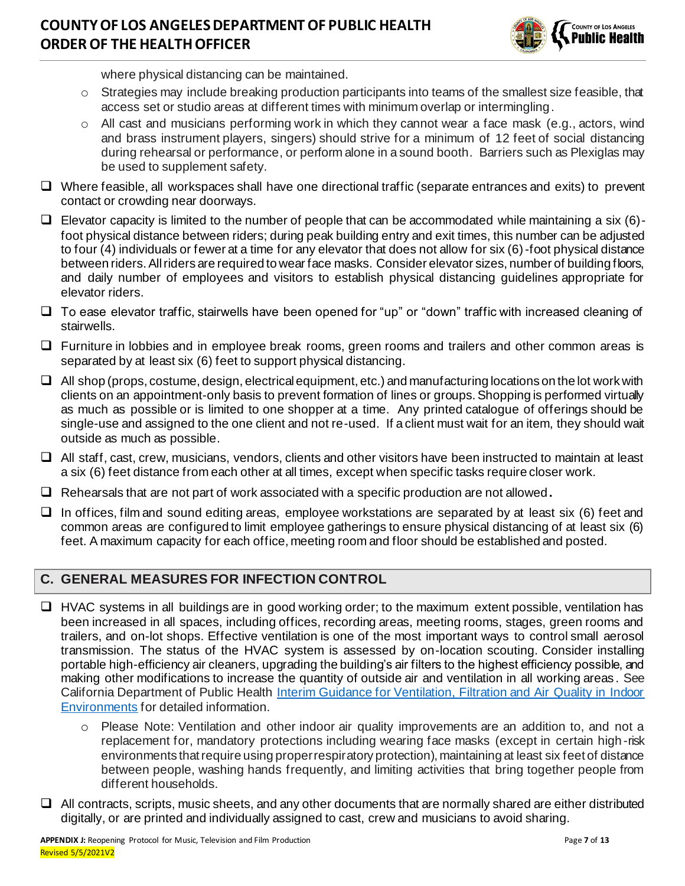where physical distancing can be maintained.

  - Strategies may include breaking production participants into teams of the smallest size feasible, that access set or studio areas at different times with minimum overlap or intermingling.
  - All cast and musicians performing work in which they cannot wear a face mask (e.g., actors, wind and brass instrument players, singers) should strive for a minimum of 12 feet of social distancing during rehearsal or performance, or perform alone in a sound booth. Barriers such as Plexiglas may be used to supplement safety.

- ☐ Where feasible, all workspaces shall have one directional traffic (separate entrances and exits) to prevent contact or crowding near doorways.
- ☐ Elevator capacity is limited to the number of people that can be accommodated while maintaining a six (6)-foot physical distance between riders; during peak building entry and exit times, this number can be adjusted to four (4) individuals or fewer at a time for any elevator that does not allow for six (6)-foot physical distance between riders. All riders are required to wear face masks. Consider elevator sizes, number of building floors, and daily number of employees and visitors to establish physical distancing guidelines appropriate for elevator riders.
- ☐ To ease elevator traffic, stairwells have been opened for "up" or "down" traffic with increased cleaning of stairwells.
- ☐ Furniture in lobbies and in employee break rooms, green rooms and trailers and other common areas is separated by at least six (6) feet to support physical distancing.
- ☐ All shop (props, costume, design, electrical equipment, etc.) and manufacturing locations on the lot work with clients on an appointment-only basis to prevent formation of lines or groups. Shopping is performed virtually as much as possible or is limited to one shopper at a time. Any printed catalogue of offerings should be single-use and assigned to the one client and not re-used. If a client must wait for an item, they should wait outside as much as possible.
- ☐ All staff, cast, crew, musicians, vendors, clients and other visitors have been instructed to maintain at least a six (6) feet distance from each other at all times, except when specific tasks require closer work.
- ☐ Rehearsals that are not part of work associated with a specific production are not allowed.
- ☐ In offices, film and sound editing areas, employee workstations are separated by at least six (6) feet and common areas are configured to limit employee gatherings to ensure physical distancing of at least six (6) feet. A maximum capacity for each office, meeting room and floor should be established and posted.

## C. GENERAL MEASURES FOR INFECTION CONTROL

- ☐ HVAC systems in all buildings are in good working order; to the maximum extent possible, ventilation has been increased in all spaces, including offices, recording areas, meeting rooms, stages, green rooms and trailers, and on-lot shops. Effective ventilation is one of the most important ways to control small aerosol transmission. The status of the HVAC system is assessed by on-location scouting. Consider installing portable high-efficiency air cleaners, upgrading the building's air filters to the highest efficiency possible, and making other modifications to increase the quantity of outside air and ventilation in all working areas. See California Department of Public Health [Interim Guidance for Ventilation, Filtration and Air Quality in Indoor Environments]() for detailed information.
  - Please Note: Ventilation and other indoor air quality improvements are an addition to, and not a replacement for, mandatory protections including wearing face masks (except in certain high-risk environments that require using proper respiratory protection), maintaining at least six feet of distance between people, washing hands frequently, and limiting activities that bring together people from different households.
- ☐ All contracts, scripts, music sheets, and any other documents that are normally shared are either distributed digitally, or are printed and individually assigned to cast, crew and musicians to avoid sharing.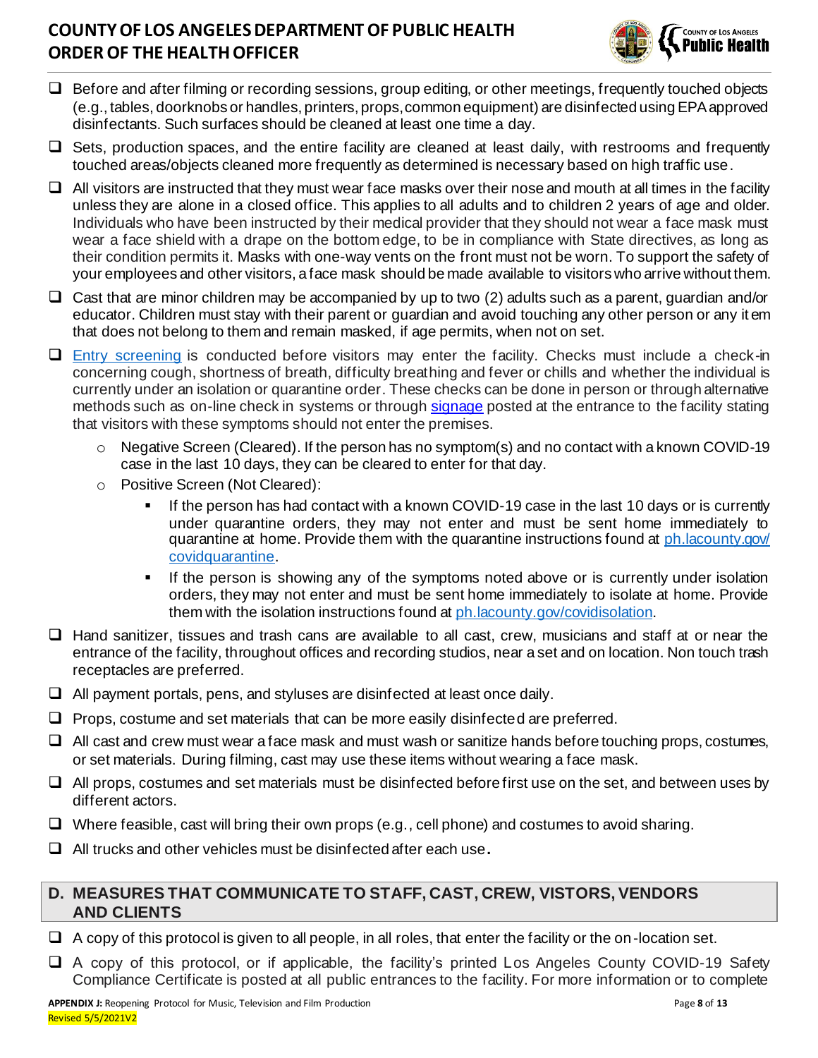- ❑ Before and after filming or recording sessions, group editing, or other meetings, frequently touched objects (e.g., tables, doorknobs or handles, printers, props, common equipment) are disinfected using EPA approved disinfectants. Such surfaces should be cleaned at least one time a day.
- ❑ Sets, production spaces, and the entire facility are cleaned at least daily, with restrooms and frequently touched areas/objects cleaned more frequently as determined is necessary based on high traffic use.
- ❑ All visitors are instructed that they must wear face masks over their nose and mouth at all times in the facility unless they are alone in a closed office. This applies to all adults and to children 2 years of age and older. Individuals who have been instructed by their medical provider that they should not wear a face mask must wear a face shield with a drape on the bottom edge, to be in compliance with State directives, as long as their condition permits it. Masks with one-way vents on the front must not be worn. To support the safety of your employees and other visitors, a face mask should be made available to visitors who arrive without them.
- ❑ Cast that are minor children may be accompanied by up to two (2) adults such as a parent, guardian and/or educator. Children must stay with their parent or guardian and avoid touching any other person or any item that does not belong to them and remain masked, if age permits, when not on set.
- ❑ [Entry screening] is conducted before visitors may enter the facility. Checks must include a check-in concerning cough, shortness of breath, difficulty breathing and fever or chills and whether the individual is currently under an isolation or quarantine order. These checks can be done in person or through alternative methods such as on-line check in systems or through [signage] posted at the entrance to the facility stating that visitors with these symptoms should not enter the premises.
  - Negative Screen (Cleared). If the person has no symptom(s) and no contact with a known COVID-19 case in the last 10 days, they can be cleared to enter for that day.
  - Positive Screen (Not Cleared):
    - If the person has had contact with a known COVID-19 case in the last 10 days or is currently under quarantine orders, they may not enter and must be sent home immediately to quarantine at home. Provide them with the quarantine instructions found at ph.lacounty.gov/covidquarantine.
    - If the person is showing any of the symptoms noted above or is currently under isolation orders, they may not enter and must be sent home immediately to isolate at home. Provide them with the isolation instructions found at ph.lacounty.gov/covidisolation.
- ❑ Hand sanitizer, tissues and trash cans are available to all cast, crew, musicians and staff at or near the entrance of the facility, throughout offices and recording studios, near a set and on location. Non touch trash receptacles are preferred.
- ❑ All payment portals, pens, and styluses are disinfected at least once daily.
- ❑ Props, costume and set materials that can be more easily disinfected are preferred.
- ❑ All cast and crew must wear a face mask and must wash or sanitize hands before touching props, costumes, or set materials. During filming, cast may use these items without wearing a face mask.
- ❑ All props, costumes and set materials must be disinfected before first use on the set, and between uses by different actors.
- ❑ Where feasible, cast will bring their own props (e.g., cell phone) and costumes to avoid sharing.
- ❑ All trucks and other vehicles must be disinfected after each use.

## D. MEASURES THAT COMMUNICATE TO STAFF, CAST, CREW, VISTORS, VENDORS AND CLIENTS

- ❑ A copy of this protocol is given to all people, in all roles, that enter the facility or the on-location set.
- ❑ A copy of this protocol, or if applicable, the facility's printed Los Angeles County COVID-19 Safety Compliance Certificate is posted at all public entrances to the facility. For more information or to complete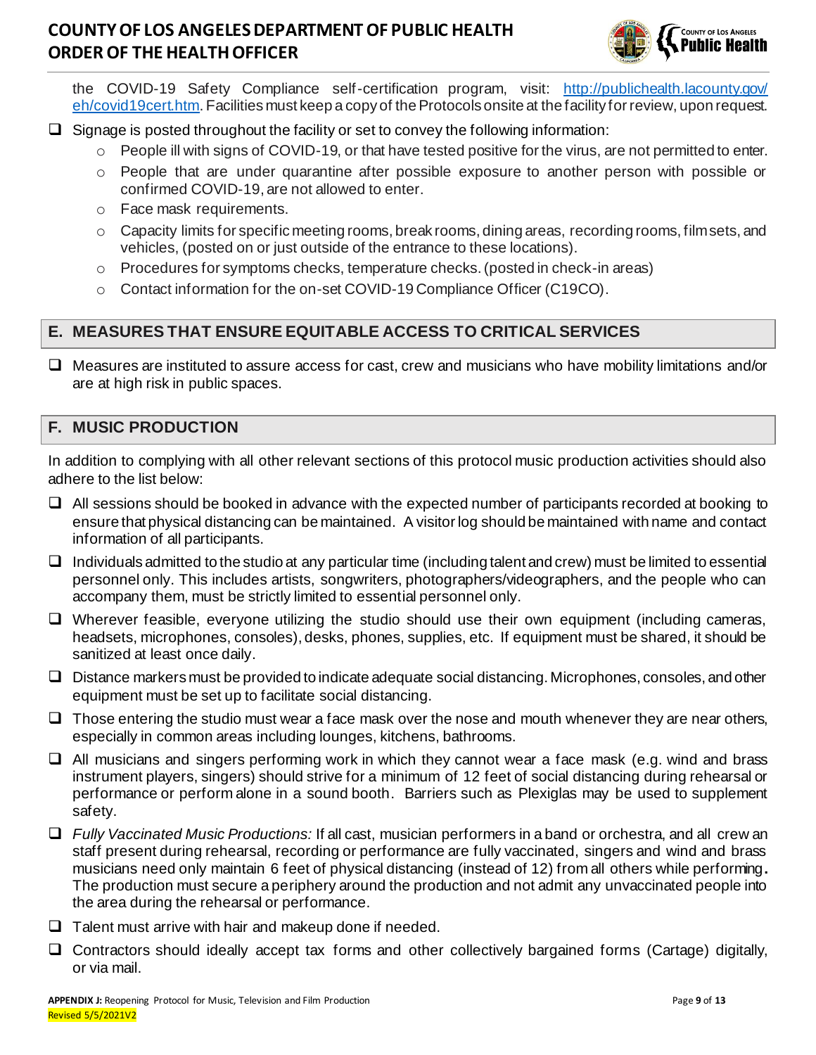the COVID-19 Safety Compliance self-certification program, visit: [http://publichealth.lacounty.gov/eh/covid19cert.htm](http://publichealth.lacounty.gov/eh/covid19cert.htm). Facilities must keep a copy of the Protocols onsite at the facility for review, upon request.

- ❑ Signage is posted throughout the facility or set to convey the following information:
  - People ill with signs of COVID-19, or that have tested positive for the virus, are not permitted to enter.
  - People that are under quarantine after possible exposure to another person with possible or confirmed COVID-19, are not allowed to enter.
  - Face mask requirements.
  - Capacity limits for specific meeting rooms, break rooms, dining areas, recording rooms, film sets, and vehicles, (posted on or just outside of the entrance to these locations).
  - Procedures for symptoms checks, temperature checks. (posted in check-in areas)
  - Contact information for the on-set COVID-19 Compliance Officer (C19CO).

## E. MEASURES THAT ENSURE EQUITABLE ACCESS TO CRITICAL SERVICES

- ❑ Measures are instituted to assure access for cast, crew and musicians who have mobility limitations and/or are at high risk in public spaces.

## F. MUSIC PRODUCTION

In addition to complying with all other relevant sections of this protocol music production activities should also adhere to the list below:

- ❑ All sessions should be booked in advance with the expected number of participants recorded at booking to ensure that physical distancing can be maintained. A visitor log should be maintained with name and contact information of all participants.
- ❑ Individuals admitted to the studio at any particular time (including talent and crew) must be limited to essential personnel only. This includes artists, songwriters, photographers/videographers, and the people who can accompany them, must be strictly limited to essential personnel only.
- ❑ Wherever feasible, everyone utilizing the studio should use their own equipment (including cameras, headsets, microphones, consoles), desks, phones, supplies, etc. If equipment must be shared, it should be sanitized at least once daily.
- ❑ Distance markers must be provided to indicate adequate social distancing. Microphones, consoles, and other equipment must be set up to facilitate social distancing.
- ❑ Those entering the studio must wear a face mask over the nose and mouth whenever they are near others, especially in common areas including lounges, kitchens, bathrooms.
- ❑ All musicians and singers performing work in which they cannot wear a face mask (e.g. wind and brass instrument players, singers) should strive for a minimum of 12 feet of social distancing during rehearsal or performance or perform alone in a sound booth. Barriers such as Plexiglas may be used to supplement safety.
- ❑ *Fully Vaccinated Music Productions:* If all cast, musician performers in a band or orchestra, and all crew an staff present during rehearsal, recording or performance are fully vaccinated, singers and wind and brass musicians need only maintain 6 feet of physical distancing (instead of 12) from all others while performing**.** The production must secure a periphery around the production and not admit any unvaccinated people into the area during the rehearsal or performance.
- ❑ Talent must arrive with hair and makeup done if needed.
- ❑ Contractors should ideally accept tax forms and other collectively bargained forms (Cartage) digitally, or via mail.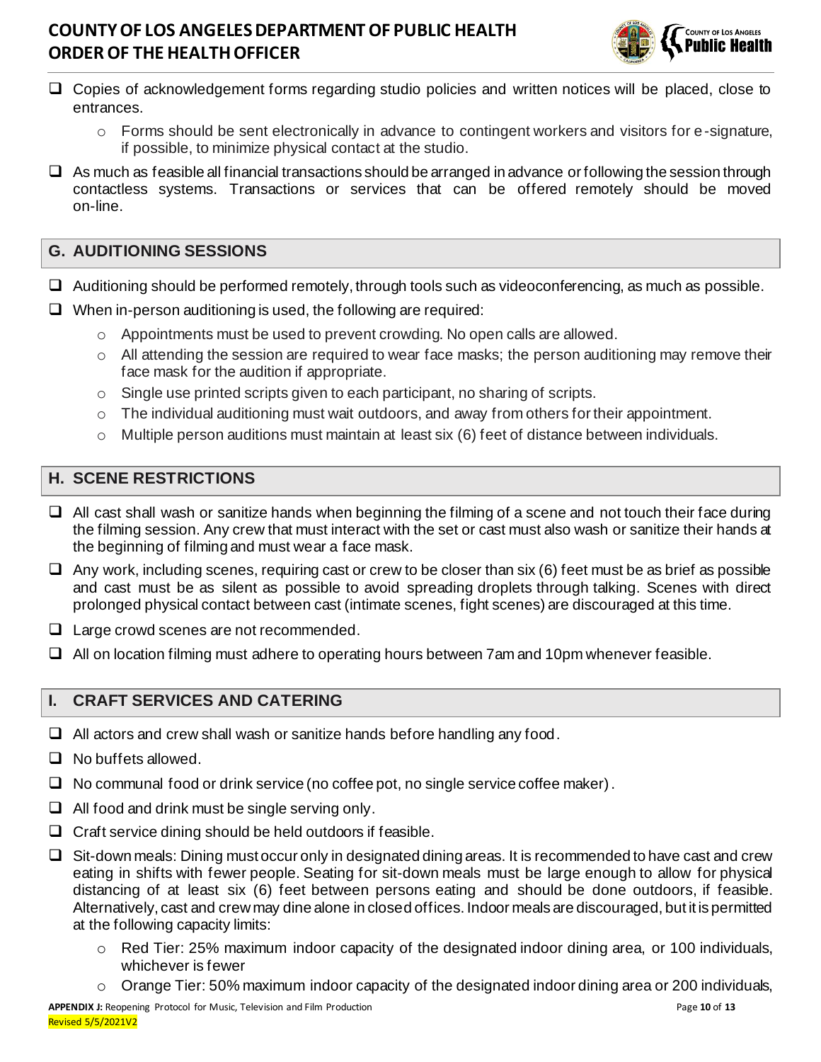- Copies of acknowledgement forms regarding studio policies and written notices will be placed, close to entrances.
  - Forms should be sent electronically in advance to contingent workers and visitors for e-signature, if possible, to minimize physical contact at the studio.
- As much as feasible all financial transactions should be arranged in advance or following the session through contactless systems. Transactions or services that can be offered remotely should be moved on-line.

## G. AUDITIONING SESSIONS

- Auditioning should be performed remotely, through tools such as videoconferencing, as much as possible.
- When in-person auditioning is used, the following are required:
  - Appointments must be used to prevent crowding. No open calls are allowed.
  - All attending the session are required to wear face masks; the person auditioning may remove their face mask for the audition if appropriate.
  - Single use printed scripts given to each participant, no sharing of scripts.
  - The individual auditioning must wait outdoors, and away from others for their appointment.
  - Multiple person auditions must maintain at least six (6) feet of distance between individuals.

## H. SCENE RESTRICTIONS

- All cast shall wash or sanitize hands when beginning the filming of a scene and not touch their face during the filming session. Any crew that must interact with the set or cast must also wash or sanitize their hands at the beginning of filming and must wear a face mask.
- Any work, including scenes, requiring cast or crew to be closer than six (6) feet must be as brief as possible and cast must be as silent as possible to avoid spreading droplets through talking. Scenes with direct prolonged physical contact between cast (intimate scenes, fight scenes) are discouraged at this time.
- Large crowd scenes are not recommended.
- All on location filming must adhere to operating hours between 7am and 10pm whenever feasible.

## I. CRAFT SERVICES AND CATERING

- All actors and crew shall wash or sanitize hands before handling any food.
- No buffets allowed.
- No communal food or drink service (no coffee pot, no single service coffee maker).
- All food and drink must be single serving only.
- Craft service dining should be held outdoors if feasible.
- Sit-down meals: Dining must occur only in designated dining areas. It is recommended to have cast and crew eating in shifts with fewer people. Seating for sit-down meals must be large enough to allow for physical distancing of at least six (6) feet between persons eating and should be done outdoors, if feasible. Alternatively, cast and crew may dine alone in closed offices. Indoor meals are discouraged, but it is permitted at the following capacity limits:
  - Red Tier: 25% maximum indoor capacity of the designated indoor dining area, or 100 individuals, whichever is fewer
  - Orange Tier: 50% maximum indoor capacity of the designated indoor dining area or 200 individuals,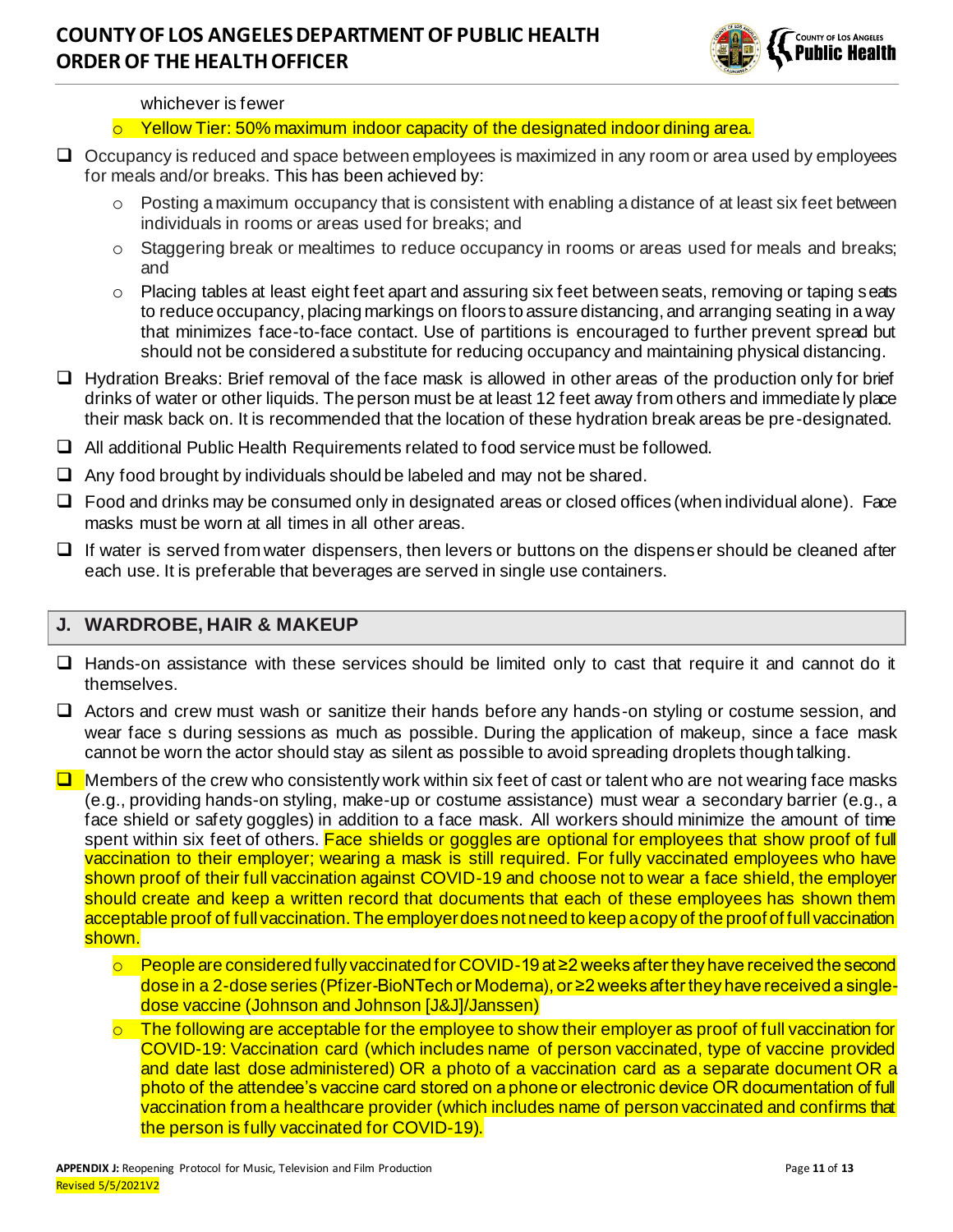whichever is fewer

  - Yellow Tier: 50% maximum indoor capacity of the designated indoor dining area.

- ☐ Occupancy is reduced and space between employees is maximized in any room or area used by employees for meals and/or breaks. This has been achieved by:
  - Posting a maximum occupancy that is consistent with enabling a distance of at least six feet between individuals in rooms or areas used for breaks; and
  - Staggering break or mealtimes to reduce occupancy in rooms or areas used for meals and breaks; and
  - Placing tables at least eight feet apart and assuring six feet between seats, removing or taping seats to reduce occupancy, placing markings on floors to assure distancing, and arranging seating in a way that minimizes face-to-face contact. Use of partitions is encouraged to further prevent spread but should not be considered a substitute for reducing occupancy and maintaining physical distancing.
- ☐ Hydration Breaks: Brief removal of the face mask is allowed in other areas of the production only for brief drinks of water or other liquids. The person must be at least 12 feet away from others and immediately place their mask back on. It is recommended that the location of these hydration break areas be pre-designated.
- ☐ All additional Public Health Requirements related to food service must be followed.
- ☐ Any food brought by individuals should be labeled and may not be shared.
- ☐ Food and drinks may be consumed only in designated areas or closed offices (when individual alone). Face masks must be worn at all times in all other areas.
- ☐ If water is served from water dispensers, then levers or buttons on the dispenser should be cleaned after each use. It is preferable that beverages are served in single use containers.

## J. WARDROBE, HAIR & MAKEUP

- ☐ Hands-on assistance with these services should be limited only to cast that require it and cannot do it themselves.
- ☐ Actors and crew must wash or sanitize their hands before any hands-on styling or costume session, and wear face s during sessions as much as possible. During the application of makeup, since a face mask cannot be worn the actor should stay as silent as possible to avoid spreading droplets though talking.
- ☐ Members of the crew who consistently work within six feet of cast or talent who are not wearing face masks (e.g., providing hands-on styling, make-up or costume assistance) must wear a secondary barrier (e.g., a face shield or safety goggles) in addition to a face mask. All workers should minimize the amount of time spent within six feet of others. Face shields or goggles are optional for employees that show proof of full vaccination to their employer; wearing a mask is still required. For fully vaccinated employees who have shown proof of their full vaccination against COVID-19 and choose not to wear a face shield, the employer should create and keep a written record that documents that each of these employees has shown them acceptable proof of full vaccination. The employer does not need to keep a copy of the proof of full vaccination shown.
  - People are considered fully vaccinated for COVID-19 at ≥2 weeks after they have received the second dose in a 2-dose series (Pfizer-BioNTech or Moderna), or ≥2 weeks after they have received a single-dose vaccine (Johnson and Johnson [J&J]/Janssen)
  - The following are acceptable for the employee to show their employer as proof of full vaccination for COVID-19: Vaccination card (which includes name of person vaccinated, type of vaccine provided and date last dose administered) OR a photo of a vaccination card as a separate document OR a photo of the attendee's vaccine card stored on a phone or electronic device OR documentation of full vaccination from a healthcare provider (which includes name of person vaccinated and confirms that the person is fully vaccinated for COVID-19).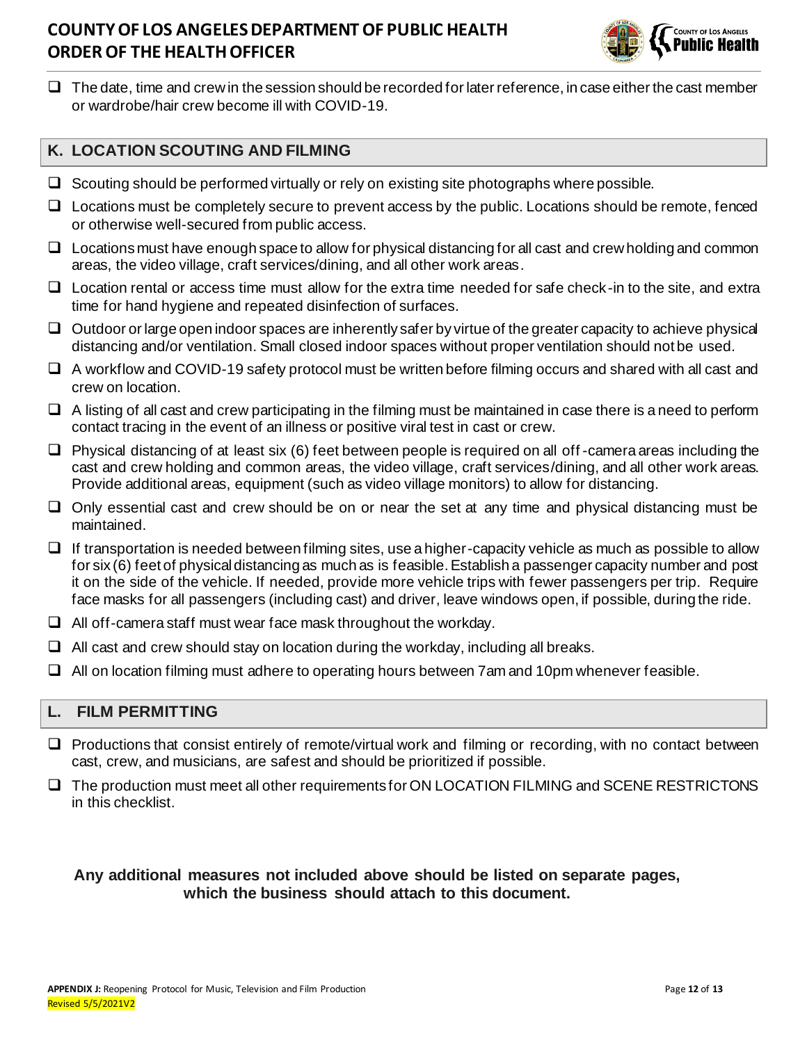- ❑ The date, time and crew in the session should be recorded for later reference, in case either the cast member or wardrobe/hair crew become ill with COVID-19.

## K. LOCATION SCOUTING AND FILMING

- ❑ Scouting should be performed virtually or rely on existing site photographs where possible.
- ❑ Locations must be completely secure to prevent access by the public. Locations should be remote, fenced or otherwise well-secured from public access.
- ❑ Locations must have enough space to allow for physical distancing for all cast and crew holding and common areas, the video village, craft services/dining, and all other work areas.
- ❑ Location rental or access time must allow for the extra time needed for safe check-in to the site, and extra time for hand hygiene and repeated disinfection of surfaces.
- ❑ Outdoor or large open indoor spaces are inherently safer by virtue of the greater capacity to achieve physical distancing and/or ventilation. Small closed indoor spaces without proper ventilation should not be used.
- ❑ A workflow and COVID-19 safety protocol must be written before filming occurs and shared with all cast and crew on location.
- ❑ A listing of all cast and crew participating in the filming must be maintained in case there is a need to perform contact tracing in the event of an illness or positive viral test in cast or crew.
- ❑ Physical distancing of at least six (6) feet between people is required on all off-camera areas including the cast and crew holding and common areas, the video village, craft services/dining, and all other work areas. Provide additional areas, equipment (such as video village monitors) to allow for distancing.
- ❑ Only essential cast and crew should be on or near the set at any time and physical distancing must be maintained.
- ❑ If transportation is needed between filming sites, use a higher-capacity vehicle as much as possible to allow for six (6) feet of physical distancing as much as is feasible. Establish a passenger capacity number and post it on the side of the vehicle. If needed, provide more vehicle trips with fewer passengers per trip. Require face masks for all passengers (including cast) and driver, leave windows open, if possible, during the ride.
- ❑ All off-camera staff must wear face mask throughout the workday.
- ❑ All cast and crew should stay on location during the workday, including all breaks.
- ❑ All on location filming must adhere to operating hours between 7am and 10pm whenever feasible.

## L. FILM PERMITTING

- ❑ Productions that consist entirely of remote/virtual work and filming or recording, with no contact between cast, crew, and musicians, are safest and should be prioritized if possible.
- ❑ The production must meet all other requirements for ON LOCATION FILMING and SCENE RESTRICTONS in this checklist.

**Any additional measures not included above should be listed on separate pages, which the business should attach to this document.**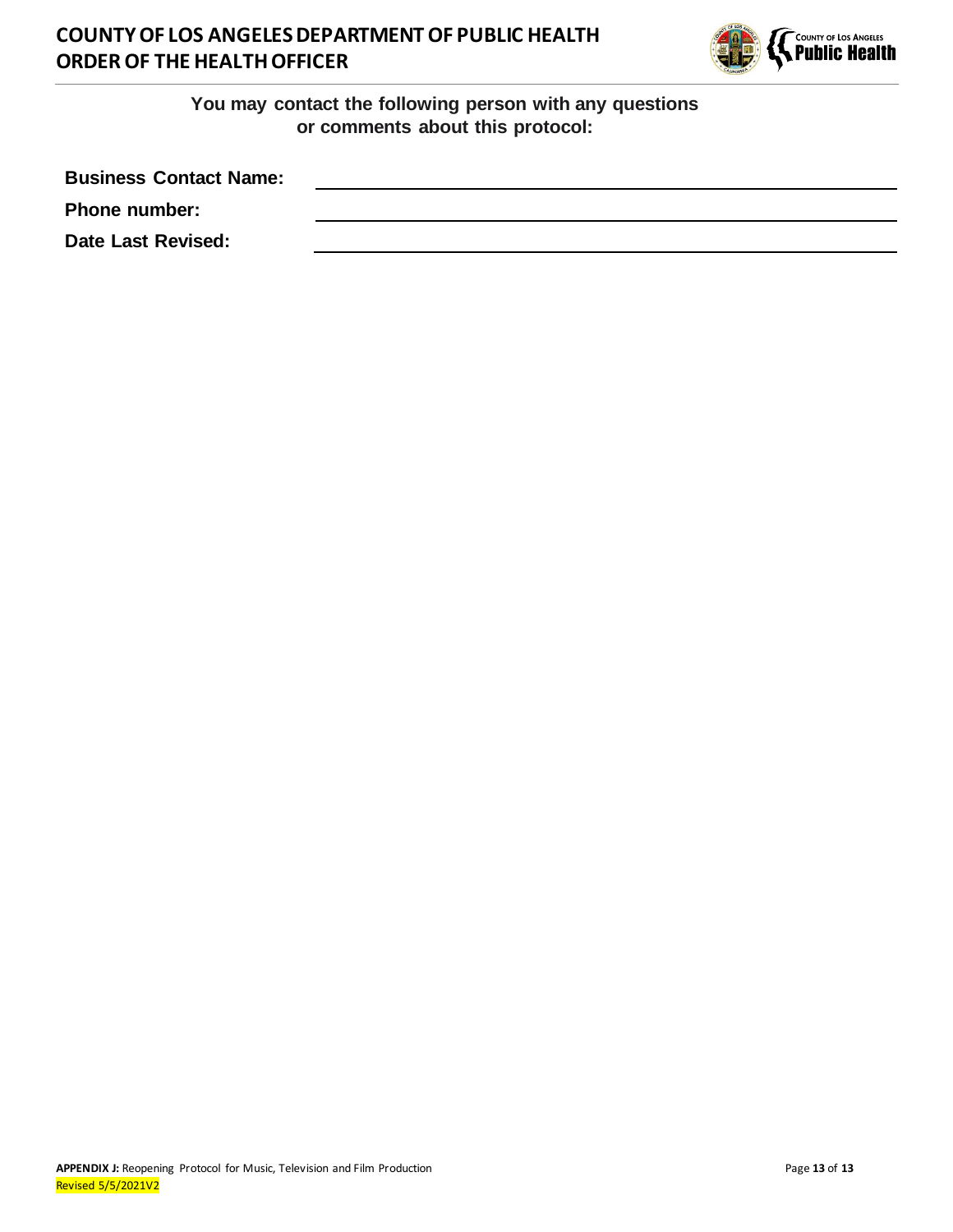**You may contact the following person with any questions or comments about this protocol:**

**Business Contact Name:** \_\_\_\_\_\_\_\_\_\_\_\_\_\_\_\_\_\_\_\_\_\_\_\_\_\_\_\_\_\_\_\_\_\_\_\_\_\_\_\_

**Phone number:** \_\_\_\_\_\_\_\_\_\_\_\_\_\_\_\_\_\_\_\_\_\_\_\_\_\_\_\_\_\_\_\_\_\_\_\_\_\_\_\_

**Date Last Revised:** \_\_\_\_\_\_\_\_\_\_\_\_\_\_\_\_\_\_\_\_\_\_\_\_\_\_\_\_\_\_\_\_\_\_\_\_\_\_\_\_